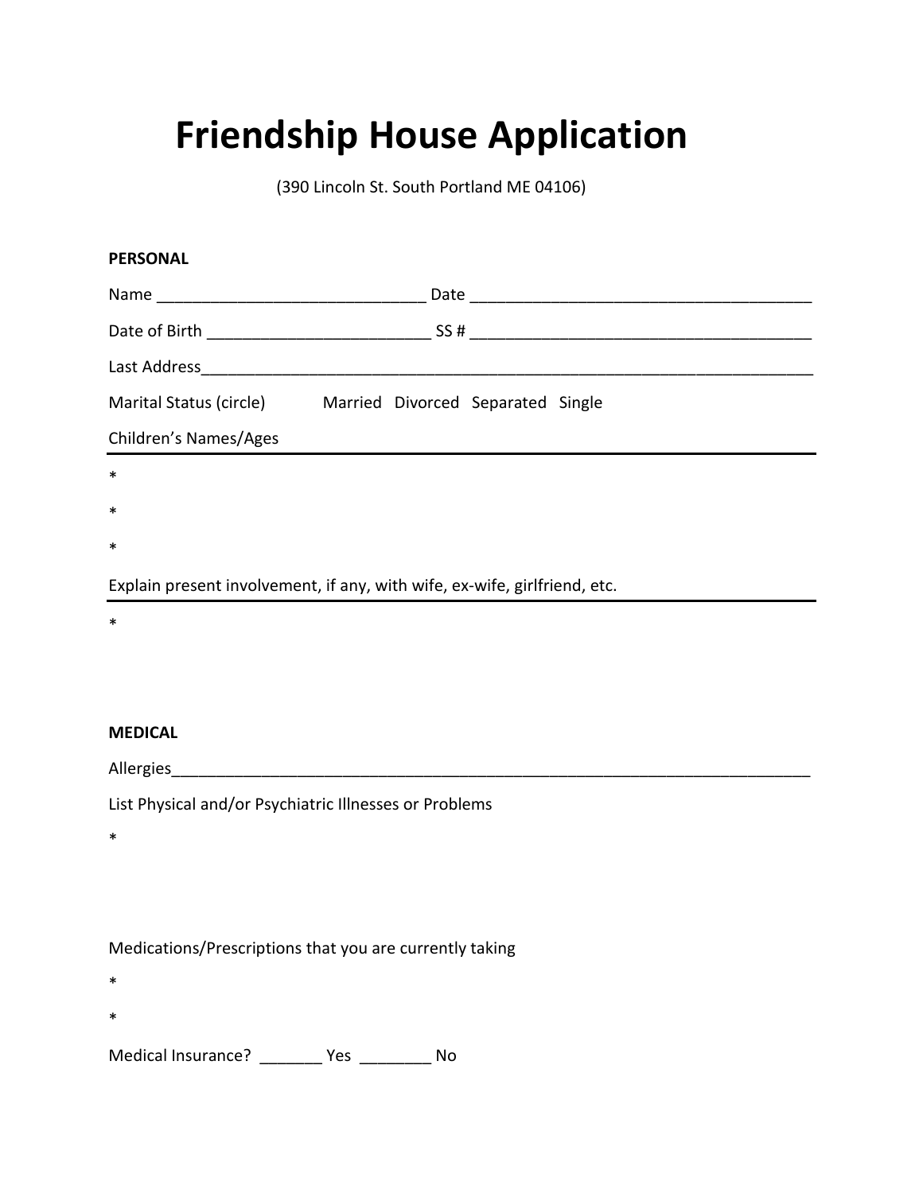# Friendship House Application

(390 Lincoln St. South Portland ME 04106)

**PERSONAL**

Name _____________________________ Date ______________________________________

Date of Birth ________________________ SS # ______________________________________

Last Address_________________________________________________________________________

Marital Status (circle)     Married  Divorced  Separated  Single

Children's Names/Ages

---

*

*

*

Explain present involvement, if any, with wife, ex-wife, girlfriend, etc.

---

*

**MEDICAL**

Allergies____________________________________________________________________________

List Physical and/or Psychiatric Illnesses or Problems

*

Medications/Prescriptions that you are currently taking

*

*

Medical Insurance?  _______ Yes  ________ No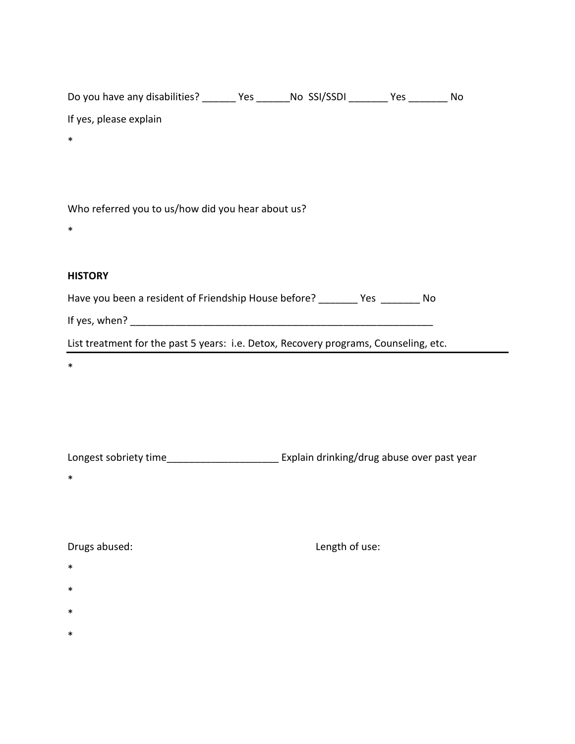Do you have any disabilities? ______ Yes ______No  SSI/SSDI _______ Yes _______ No

If yes, please explain

*

Who referred you to us/how did you hear about us?

*

**HISTORY**

Have you been a resident of Friendship House before? _______ Yes _______ No

If yes, when? _______________________________________________________

List treatment for the past 5 years: i.e. Detox, Recovery programs, Counseling, etc.

*

Longest sobriety time____________________ Explain drinking/drug abuse over past year

*

| Drugs abused: | Length of use: |
|---|---|
| * | |
| * | |
| * | |
| * | |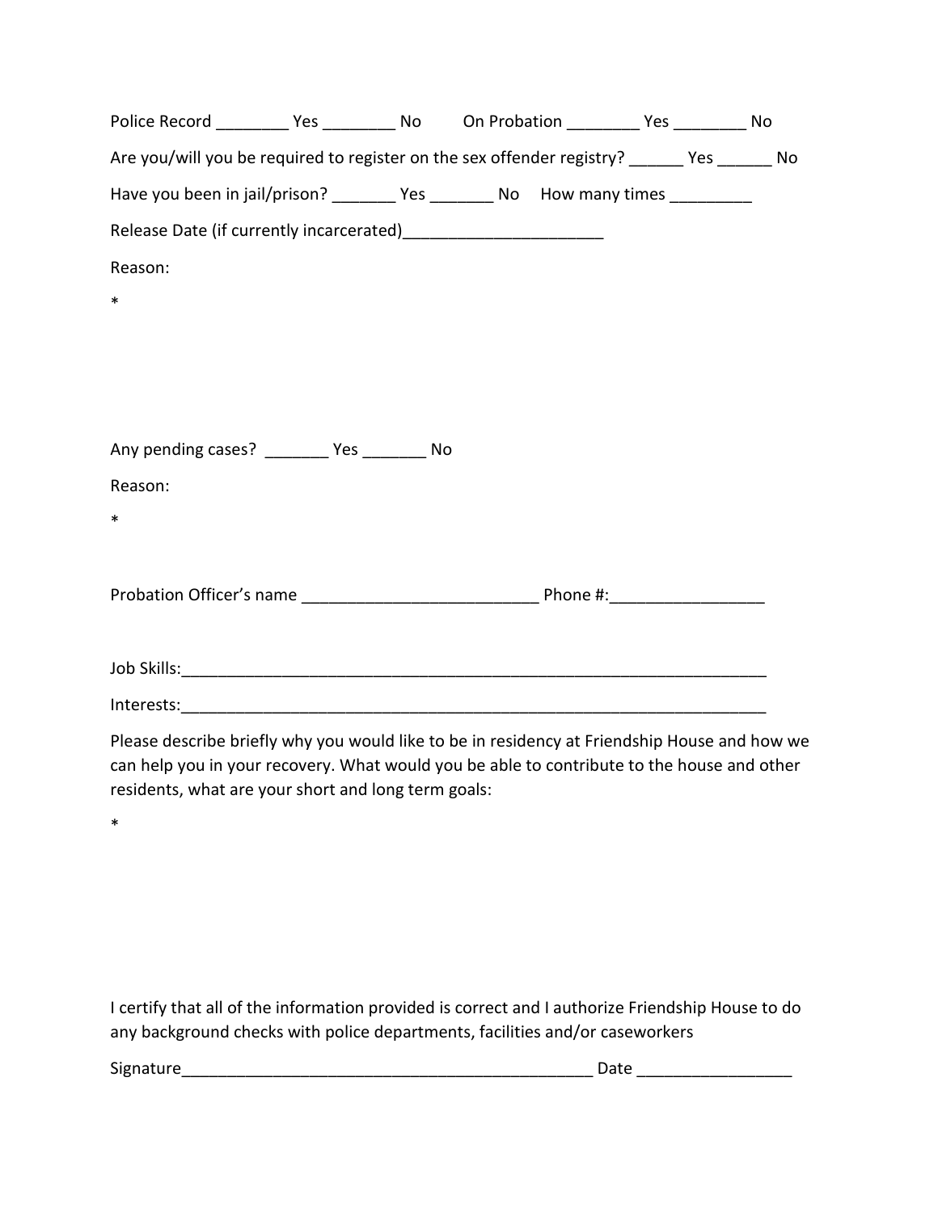Police Record ________ Yes ________ No On Probation ________ Yes ________ No

Are you/will you be required to register on the sex offender registry? ______ Yes ______ No

Have you been in jail/prison? _______ Yes _______ No How many times _________

Release Date (if currently incarcerated)______________________

Reason:

*

Any pending cases? _______ Yes _______ No

Reason:

*

Probation Officer's name __________________________ Phone #:_________________

Job Skills:___________________________________________________________________

Interests:___________________________________________________________________

Please describe briefly why you would like to be in residency at Friendship House and how we can help you in your recovery. What would you be able to contribute to the house and other residents, what are your short and long term goals:

*

I certify that all of the information provided is correct and I authorize Friendship House to do any background checks with police departments, facilities and/or caseworkers

Signature______________________________________________ Date _________________